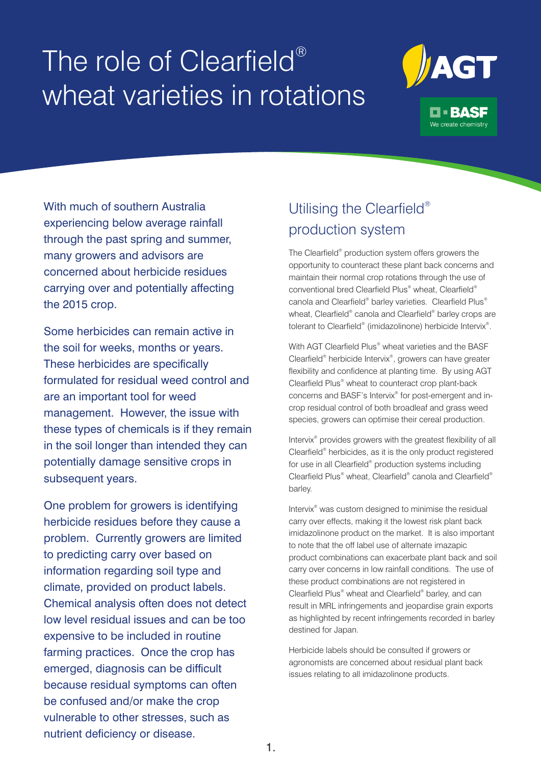# The role of Clearfield® wheat varieties in rotations

AGT

BASF
We create chemistry

With much of southern Australia experiencing below average rainfall through the past spring and summer, many growers and advisors are concerned about herbicide residues carrying over and potentially affecting the 2015 crop.

Some herbicides can remain active in the soil for weeks, months or years. These herbicides are specifically formulated for residual weed control and are an important tool for weed management. However, the issue with these types of chemicals is if they remain in the soil longer than intended they can potentially damage sensitive crops in subsequent years.

One problem for growers is identifying herbicide residues before they cause a problem. Currently growers are limited to predicting carry over based on information regarding soil type and climate, provided on product labels. Chemical analysis often does not detect low level residual issues and can be too expensive to be included in routine farming practices. Once the crop has emerged, diagnosis can be difficult because residual symptoms can often be confused and/or make the crop vulnerable to other stresses, such as nutrient deficiency or disease.

## Utilising the Clearfield® production system

The Clearfield® production system offers growers the opportunity to counteract these plant back concerns and maintain their normal crop rotations through the use of conventional bred Clearfield Plus® wheat, Clearfield® canola and Clearfield® barley varieties. Clearfield Plus® wheat, Clearfield® canola and Clearfield® barley crops are tolerant to Clearfield® (imidazolinone) herbicide Intervix®.

With AGT Clearfield Plus® wheat varieties and the BASF Clearfield® herbicide Intervix®, growers can have greater flexibility and confidence at planting time. By using AGT Clearfield Plus® wheat to counteract crop plant-back concerns and BASF's Intervix® for post-emergent and in-crop residual control of both broadleaf and grass weed species, growers can optimise their cereal production.

Intervix® provides growers with the greatest flexibility of all Clearfield® herbicides, as it is the only product registered for use in all Clearfield® production systems including Clearfield Plus® wheat, Clearfield® canola and Clearfield® barley.

Intervix® was custom designed to minimise the residual carry over effects, making it the lowest risk plant back imidazolinone product on the market. It is also important to note that the off label use of alternate imazapic product combinations can exacerbate plant back and soil carry over concerns in low rainfall conditions. The use of these product combinations are not registered in Clearfield Plus® wheat and Clearfield® barley, and can result in MRL infringements and jeopardise grain exports as highlighted by recent infringements recorded in barley destined for Japan.

Herbicide labels should be consulted if growers or agronomists are concerned about residual plant back issues relating to all imidazolinone products.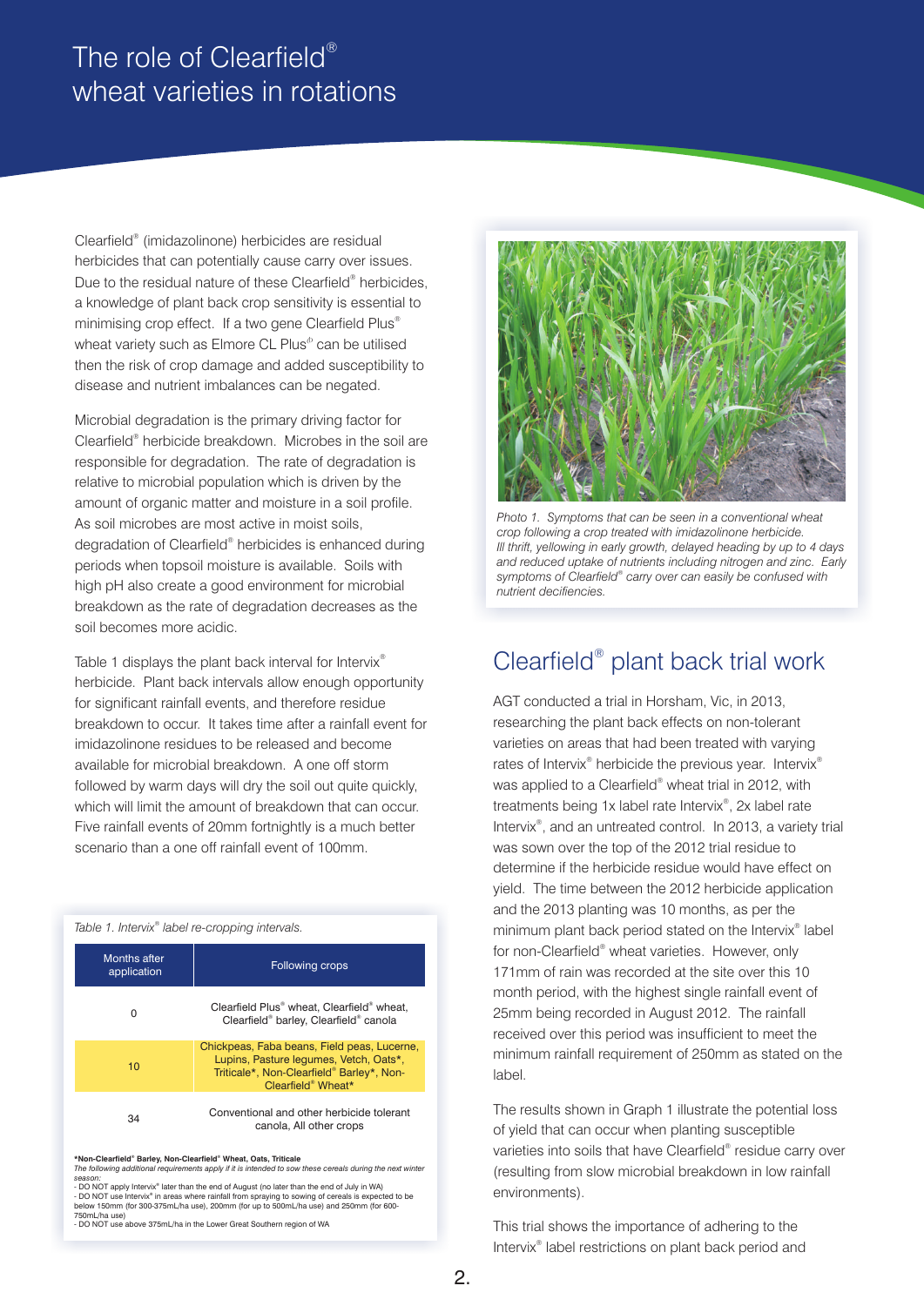# The role of Clearfield® wheat varieties in rotations

Clearfield® (imidazolinone) herbicides are residual herbicides that can potentially cause carry over issues. Due to the residual nature of these Clearfield® herbicides, a knowledge of plant back crop sensitivity is essential to minimising crop effect. If a two gene Clearfield Plus® wheat variety such as Elmore CL Plus⁽ᴰ⁾ can be utilised then the risk of crop damage and added susceptibility to disease and nutrient imbalances can be negated.

Microbial degradation is the primary driving factor for Clearfield® herbicide breakdown. Microbes in the soil are responsible for degradation. The rate of degradation is relative to microbial population which is driven by the amount of organic matter and moisture in a soil profile. As soil microbes are most active in moist soils, degradation of Clearfield® herbicides is enhanced during periods when topsoil moisture is available. Soils with high pH also create a good environment for microbial breakdown as the rate of degradation decreases as the soil becomes more acidic.

Table 1 displays the plant back interval for Intervix® herbicide. Plant back intervals allow enough opportunity for significant rainfall events, and therefore residue breakdown to occur. It takes time after a rainfall event for imidazolinone residues to be released and become available for microbial breakdown. A one off storm followed by warm days will dry the soil out quite quickly, which will limit the amount of breakdown that can occur. Five rainfall events of 20mm fortnightly is a much better scenario than a one off rainfall event of 100mm.

*Table 1. Intervix® label re-cropping intervals.*

| Months after application | Following crops |
|---|---|
| 0 | Clearfield Plus® wheat, Clearfield® wheat, Clearfield® barley, Clearfield® canola |
| 10 | Chickpeas, Faba beans, Field peas, Lucerne, Lupins, Pasture legumes, Vetch, Oats*, Triticale*, Non-Clearfield® Barley*, Non-Clearfield® Wheat* |
| 34 | Conventional and other herbicide tolerant canola, All other crops |

**\*Non-Clearfield® Barley, Non-Clearfield® Wheat, Oats, Triticale**
*The following additional requirements apply if it is intended to sow these cereals during the next winter season:*
- DO NOT apply Intervix® later than the end of August (no later than the end of July in WA)
- DO NOT use Intervix® in areas where rainfall from spraying to sowing of cereals is expected to be below 150mm (for 300-375mL/ha use), 200mm (for up to 500mL/ha use) and 250mm (for 600-750mL/ha use)
- DO NOT use above 375mL/ha in the Lower Great Southern region of WA

*Photo 1. Symptoms that can be seen in a conventional wheat crop following a crop treated with imidazolinone herbicide. Ill thrift, yellowing in early growth, delayed heading by up to 4 days and reduced uptake of nutrients including nitrogen and zinc. Early symptoms of Clearfield® carry over can easily be confused with nutrient decifiencies.*

## Clearfield® plant back trial work

AGT conducted a trial in Horsham, Vic, in 2013, researching the plant back effects on non-tolerant varieties on areas that had been treated with varying rates of Intervix® herbicide the previous year. Intervix® was applied to a Clearfield® wheat trial in 2012, with treatments being 1x label rate Intervix®, 2x label rate Intervix®, and an untreated control. In 2013, a variety trial was sown over the top of the 2012 trial residue to determine if the herbicide residue would have effect on yield. The time between the 2012 herbicide application and the 2013 planting was 10 months, as per the minimum plant back period stated on the Intervix® label for non-Clearfield® wheat varieties. However, only 171mm of rain was recorded at the site over this 10 month period, with the highest single rainfall event of 25mm being recorded in August 2012. The rainfall received over this period was insufficient to meet the minimum rainfall requirement of 250mm as stated on the label.

The results shown in Graph 1 illustrate the potential loss of yield that can occur when planting susceptible varieties into soils that have Clearfield® residue carry over (resulting from slow microbial breakdown in low rainfall environments).

This trial shows the importance of adhering to the Intervix® label restrictions on plant back period and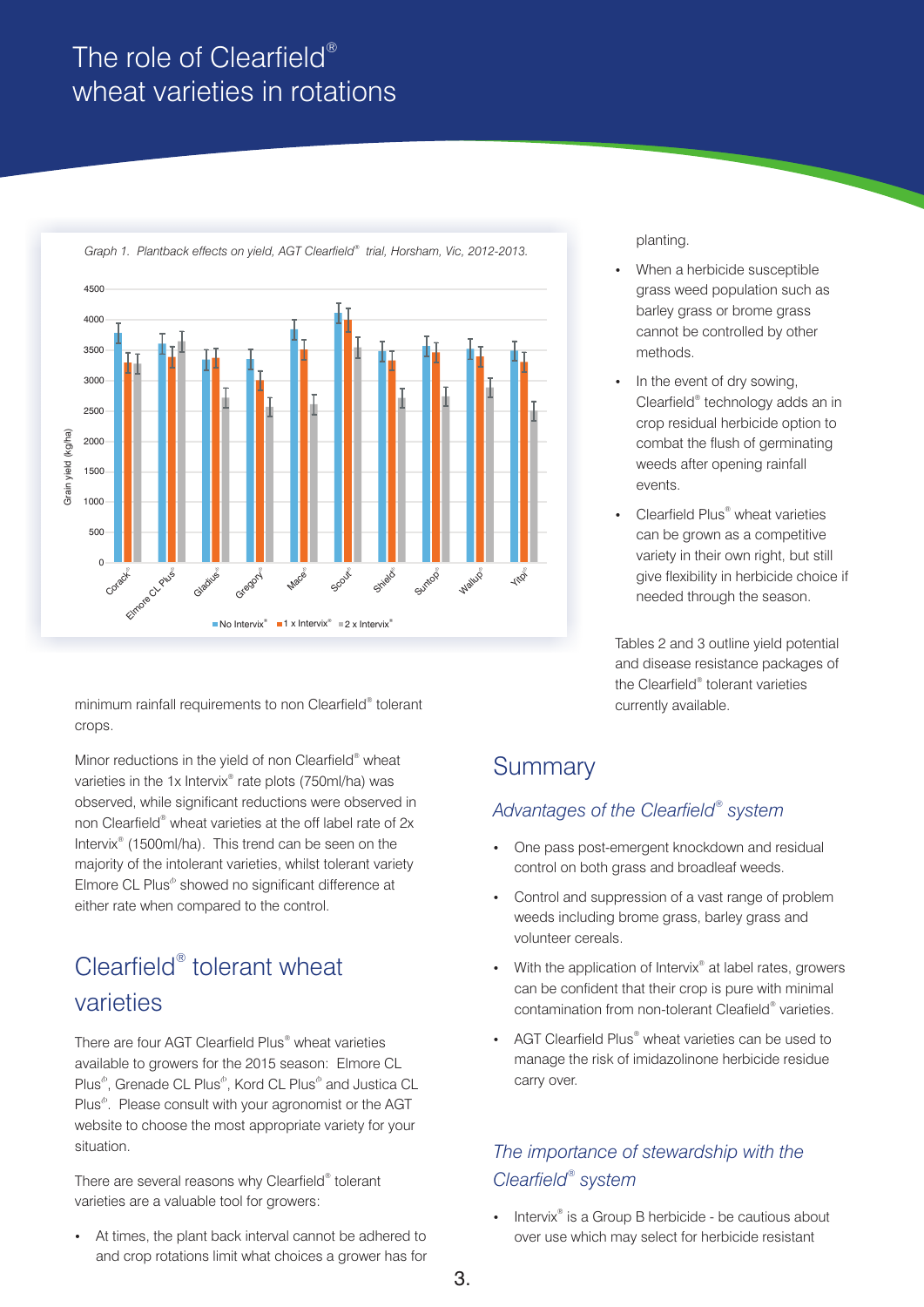# The role of Clearfield® wheat varieties in rotations

Graph 1. Plantback effects on yield, AGT Clearfield® trial, Horsham, Vic, 2012-2013.

minimum rainfall requirements to non Clearfield® tolerant crops.

Minor reductions in the yield of non Clearfield® wheat varieties in the 1x Intervix® rate plots (750ml/ha) was observed, while significant reductions were observed in non Clearfield® wheat varieties at the off label rate of 2x Intervix® (1500ml/ha). This trend can be seen on the majority of the intolerant varieties, whilst tolerant variety Elmore CL Plus® showed no significant difference at either rate when compared to the control.

## Clearfield® tolerant wheat varieties

There are four AGT Clearfield Plus® wheat varieties available to growers for the 2015 season: Elmore CL Plus®, Grenade CL Plus®, Kord CL Plus® and Justica CL Plus®. Please consult with your agronomist or the AGT website to choose the most appropriate variety for your situation.

There are several reasons why Clearfield® tolerant varieties are a valuable tool for growers:

- At times, the plant back interval cannot be adhered to and crop rotations limit what choices a grower has for planting.
- When a herbicide susceptible grass weed population such as barley grass or brome grass cannot be controlled by other methods.
- In the event of dry sowing, Clearfield® technology adds an in crop residual herbicide option to combat the flush of germinating weeds after opening rainfall events.
- Clearfield Plus® wheat varieties can be grown as a competitive variety in their own right, but still give flexibility in herbicide choice if needed through the season.

Tables 2 and 3 outline yield potential and disease resistance packages of the Clearfield® tolerant varieties currently available.

## Summary

### *Advantages of the Clearfield® system*

- One pass post-emergent knockdown and residual control on both grass and broadleaf weeds.
- Control and suppression of a vast range of problem weeds including brome grass, barley grass and volunteer cereals.
- With the application of Intervix® at label rates, growers can be confident that their crop is pure with minimal contamination from non-tolerant Cleafield® varieties.
- AGT Clearfield Plus® wheat varieties can be used to manage the risk of imidazolinone herbicide residue carry over.

### *The importance of stewardship with the Clearfield® system*

- Intervix® is a Group B herbicide - be cautious about over use which may select for herbicide resistant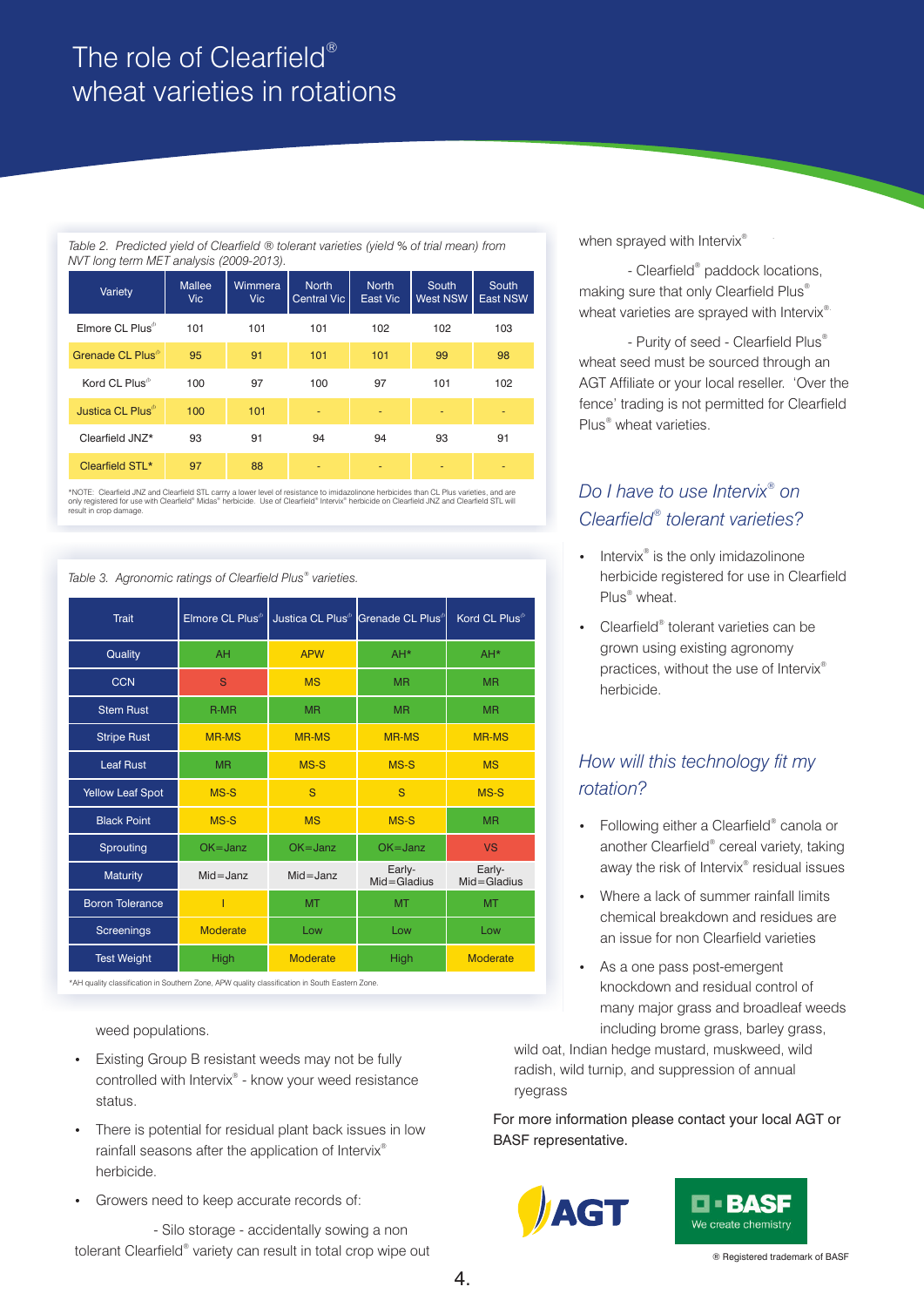# The role of Clearfield® wheat varieties in rotations

*Table 2. Predicted yield of Clearfield ® tolerant varieties (yield % of trial mean) from NVT long term MET analysis (2009-2013).*

| Variety | Mallee Vic | Wimmera Vic | North Central Vic | North East Vic | South West NSW | South East NSW |
|---|---|---|---|---|---|---|
| Elmore CL Plus® | 101 | 101 | 101 | 102 | 102 | 103 |
| Grenade CL Plus® | 95 | 91 | 101 | 101 | 99 | 98 |
| Kord CL Plus® | 100 | 97 | 100 | 97 | 101 | 102 |
| Justica CL Plus® | 100 | 101 | - | - | - | - |
| Clearfield JNZ* | 93 | 91 | 94 | 94 | 93 | 91 |
| Clearfield STL* | 97 | 88 | - | - | - | - |

*NOTE: Clearfield JNZ and Clearfield STL carry a lower level of resistance to imidazolinone herbicides than CL Plus varieties, and are only registered for use with Clearfield® Midas® herbicide. Use of Clearfield® Intervix® herbicide on Clearfield JNZ and Clearfield STL will result in crop damage.

*Table 3. Agronomic ratings of Clearfield Plus® varieties.*

| Trait | Elmore CL Plus® | Justica CL Plus® | Grenade CL Plus® | Kord CL Plus® |
|---|---|---|---|---|
| Quality | AH | APW | AH* | AH* |
| CCN | S | MS | MR | MR |
| Stem Rust | R-MR | MR | MR | MR |
| Stripe Rust | MR-MS | MR-MS | MR-MS | MR-MS |
| Leaf Rust | MR | MS-S | MS-S | MS |
| Yellow Leaf Spot | MS-S | S | S | MS-S |
| Black Point | MS-S | MS | MS-S | MR |
| Sprouting | OK=Janz | OK=Janz | OK=Janz | VS |
| Maturity | Mid=Janz | Mid=Janz | Early-Mid=Gladius | Early-Mid=Gladius |
| Boron Tolerance | I | MT | MT | MT |
| Screenings | Moderate | Low | Low | Low |
| Test Weight | High | Moderate | High | Moderate |

*AH quality classification in Southern Zone, APW quality classification in South Eastern Zone.

weed populations.

- Existing Group B resistant weeds may not be fully controlled with Intervix® - know your weed resistance status.
- There is potential for residual plant back issues in low rainfall seasons after the application of Intervix® herbicide.
- Growers need to keep accurate records of:

  - Silo storage - accidentally sowing a non tolerant Clearfield® variety can result in total crop wipe out when sprayed with Intervix®

  - Clearfield® paddock locations, making sure that only Clearfield Plus® wheat varieties are sprayed with Intervix®.

  - Purity of seed - Clearfield Plus® wheat seed must be sourced through an AGT Affiliate or your local reseller. 'Over the fence' trading is not permitted for Clearfield Plus® wheat varieties.

## *Do I have to use Intervix® on Clearfield® tolerant varieties?*

- Intervix® is the only imidazolinone herbicide registered for use in Clearfield Plus® wheat.
- Clearfield® tolerant varieties can be grown using existing agronomy practices, without the use of Intervix® herbicide.

## *How will this technology fit my rotation?*

- Following either a Clearfield® canola or another Clearfield® cereal variety, taking away the risk of Intervix® residual issues
- Where a lack of summer rainfall limits chemical breakdown and residues are an issue for non Clearfield varieties
- As a one pass post-emergent knockdown and residual control of many major grass and broadleaf weeds including brome grass, barley grass, wild oat, Indian hedge mustard, muskweed, wild radish, wild turnip, and suppression of annual ryegrass

For more information please contact your local AGT or BASF representative.

AGT

BASF
We create chemistry

® Registered trademark of BASF